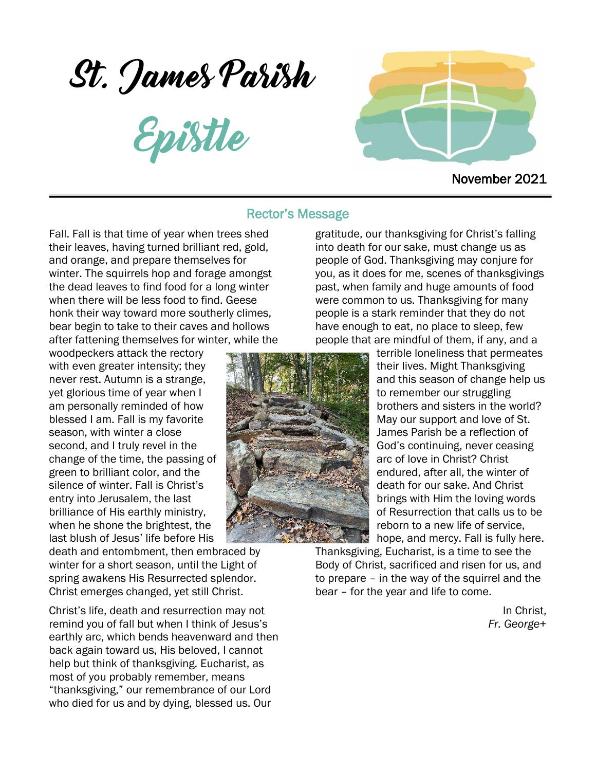# St. James Parish

## Epistle

November 2021

## Rector's Message

Fall. Fall is that time of year when trees shed their leaves, having turned brilliant red, gold, and orange, and prepare themselves for winter. The squirrels hop and forage amongst the dead leaves to find food for a long winter when there will be less food to find. Geese honk their way toward more southerly climes, bear begin to take to their caves and hollows after fattening themselves for winter, while the woodpeckers attack the rectory with even greater intensity; they never rest. Autumn is a strange, yet glorious time of year when I am personally reminded of how blessed I am. Fall is my favorite season, with winter a close second, and I truly revel in the change of the time, the passing of green to brilliant color, and the silence of winter. Fall is Christ's entry into Jerusalem, the last brilliance of His earthly ministry, when he shone the brightest, the last blush of Jesus' life before His death and entombment, then embraced by winter for a short season, until the Light of spring awakens His Resurrected splendor. Christ emerges changed, yet still Christ.

Christ's life, death and resurrection may not remind you of fall but when I think of Jesus's earthly arc, which bends heavenward and then back again toward us, His beloved, I cannot help but think of thanksgiving. Eucharist, as most of you probably remember, means "thanksgiving," our remembrance of our Lord who died for us and by dying, blessed us. Our gratitude, our thanksgiving for Christ's falling into death for our sake, must change us as people of God. Thanksgiving may conjure for you, as it does for me, scenes of thanksgivings past, when family and huge amounts of food were common to us. Thanksgiving for many people is a stark reminder that they do not have enough to eat, no place to sleep, few people that are mindful of them, if any, and a terrible loneliness that permeates their lives. Might Thanksgiving and this season of change help us to remember our struggling brothers and sisters in the world? May our support and love of St. James Parish be a reflection of God's continuing, never ceasing arc of love in Christ? Christ endured, after all, the winter of death for our sake. And Christ brings with Him the loving words of Resurrection that calls us to be reborn to a new life of service, hope, and mercy. Fall is fully here. Thanksgiving, Eucharist, is a time to see the Body of Christ, sacrificed and risen for us, and to prepare – in the way of the squirrel and the bear – for the year and life to come.

In Christ,
*Fr. George+*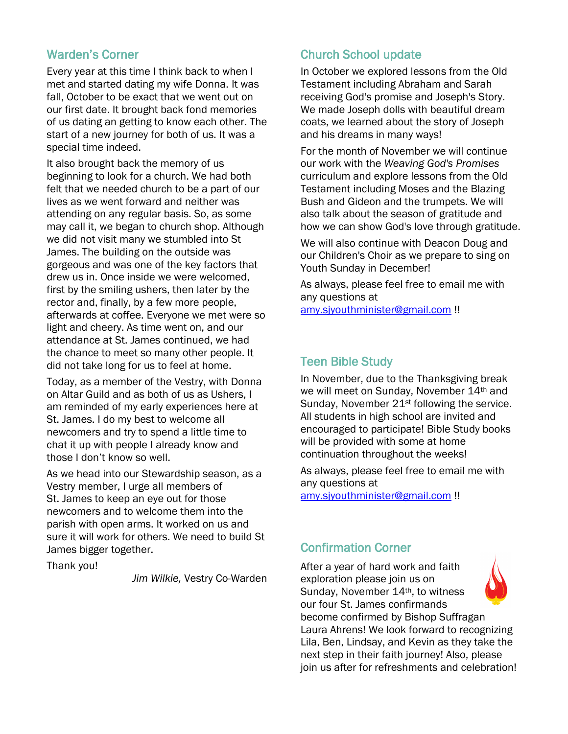## Warden's Corner

Every year at this time I think back to when I met and started dating my wife Donna. It was fall, October to be exact that we went out on our first date. It brought back fond memories of us dating an getting to know each other. The start of a new journey for both of us. It was a special time indeed.

It also brought back the memory of us beginning to look for a church. We had both felt that we needed church to be a part of our lives as we went forward and neither was attending on any regular basis. So, as some may call it, we began to church shop. Although we did not visit many we stumbled into St James. The building on the outside was gorgeous and was one of the key factors that drew us in. Once inside we were welcomed, first by the smiling ushers, then later by the rector and, finally, by a few more people, afterwards at coffee. Everyone we met were so light and cheery. As time went on, and our attendance at St. James continued, we had the chance to meet so many other people. It did not take long for us to feel at home.

Today, as a member of the Vestry, with Donna on Altar Guild and as both of us as Ushers, I am reminded of my early experiences here at St. James. I do my best to welcome all newcomers and try to spend a little time to chat it up with people I already know and those I don't know so well.

As we head into our Stewardship season, as a Vestry member, I urge all members of St. James to keep an eye out for those newcomers and to welcome them into the parish with open arms. It worked on us and sure it will work for others. We need to build St James bigger together.

Thank you!

*Jim Wilkie,* Vestry Co-Warden

## Church School update

In October we explored lessons from the Old Testament including Abraham and Sarah receiving God's promise and Joseph's Story. We made Joseph dolls with beautiful dream coats, we learned about the story of Joseph and his dreams in many ways!

For the month of November we will continue our work with the *Weaving God's Promises* curriculum and explore lessons from the Old Testament including Moses and the Blazing Bush and Gideon and the trumpets. We will also talk about the season of gratitude and how we can show God's love through gratitude.

We will also continue with Deacon Doug and our Children's Choir as we prepare to sing on Youth Sunday in December!

As always, please feel free to email me with any questions at amy.sjyouthminister@gmail.com !!

## Teen Bible Study

In November, due to the Thanksgiving break we will meet on Sunday, November 14th and Sunday, November 21st following the service. All students in high school are invited and encouraged to participate! Bible Study books will be provided with some at home continuation throughout the weeks!

As always, please feel free to email me with any questions at amy.sjyouthminister@gmail.com !!

## Confirmation Corner

After a year of hard work and faith exploration please join us on Sunday, November 14th, to witness our four St. James confirmands become confirmed by Bishop Suffragan Laura Ahrens! We look forward to recognizing Lila, Ben, Lindsay, and Kevin as they take the next step in their faith journey! Also, please join us after for refreshments and celebration!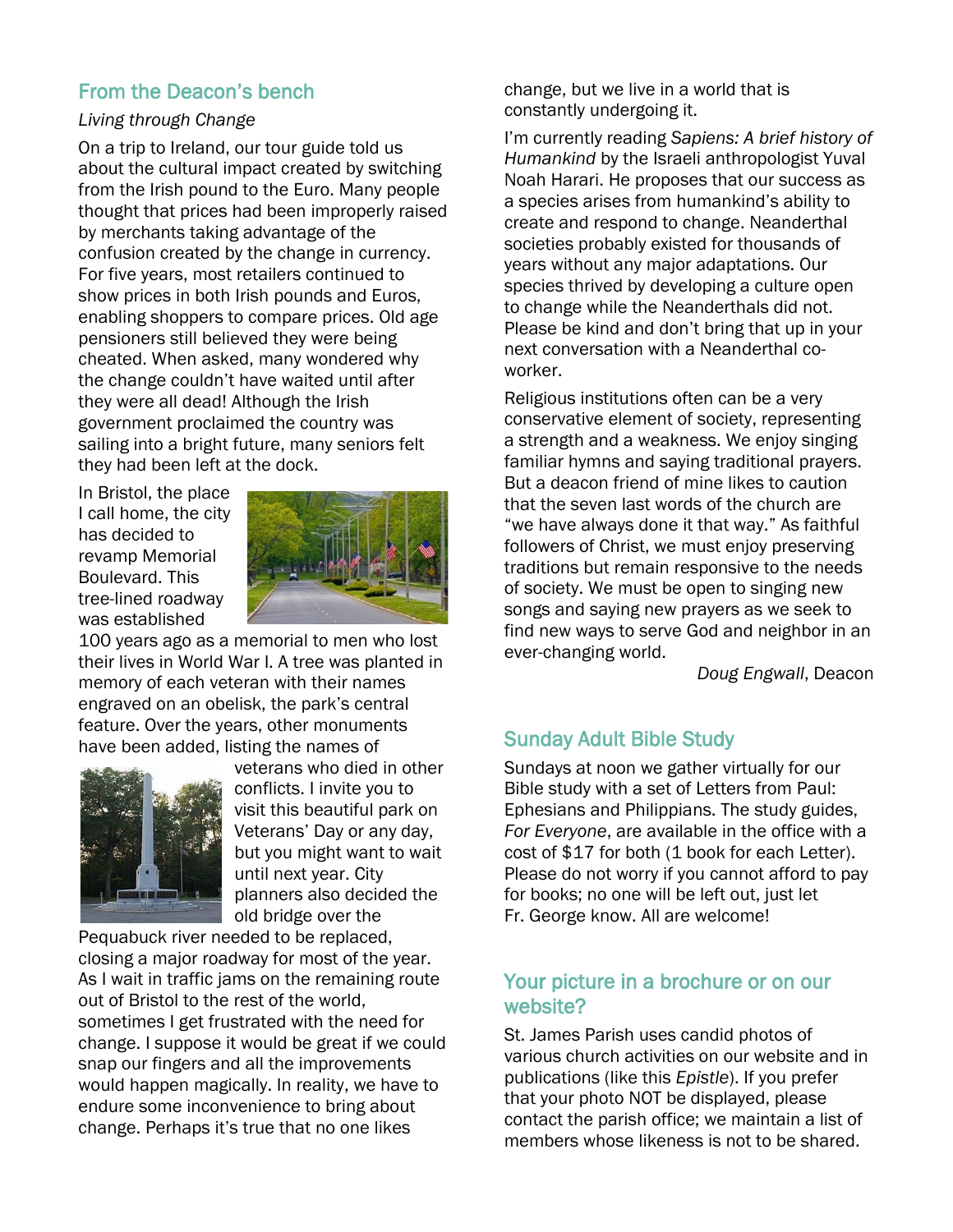## From the Deacon's bench

*Living through Change*

On a trip to Ireland, our tour guide told us about the cultural impact created by switching from the Irish pound to the Euro. Many people thought that prices had been improperly raised by merchants taking advantage of the confusion created by the change in currency. For five years, most retailers continued to show prices in both Irish pounds and Euros, enabling shoppers to compare prices. Old age pensioners still believed they were being cheated. When asked, many wondered why the change couldn't have waited until after they were all dead! Although the Irish government proclaimed the country was sailing into a bright future, many seniors felt they had been left at the dock.

In Bristol, the place I call home, the city has decided to revamp Memorial Boulevard. This tree-lined roadway was established 100 years ago as a memorial to men who lost their lives in World War I. A tree was planted in memory of each veteran with their names engraved on an obelisk, the park's central feature. Over the years, other monuments have been added, listing the names of veterans who died in other conflicts. I invite you to visit this beautiful park on Veterans' Day or any day, but you might want to wait until next year. City planners also decided the old bridge over the Pequabuck river needed to be replaced, closing a major roadway for most of the year. As I wait in traffic jams on the remaining route out of Bristol to the rest of the world, sometimes I get frustrated with the need for change. I suppose it would be great if we could snap our fingers and all the improvements would happen magically. In reality, we have to endure some inconvenience to bring about change. Perhaps it's true that no one likes change, but we live in a world that is constantly undergoing it.

I'm currently reading *Sapiens: A brief history of Humankind* by the Israeli anthropologist Yuval Noah Harari. He proposes that our success as a species arises from humankind's ability to create and respond to change. Neanderthal societies probably existed for thousands of years without any major adaptations. Our species thrived by developing a culture open to change while the Neanderthals did not. Please be kind and don't bring that up in your next conversation with a Neanderthal co-worker.

Religious institutions often can be a very conservative element of society, representing a strength and a weakness. We enjoy singing familiar hymns and saying traditional prayers. But a deacon friend of mine likes to caution that the seven last words of the church are "we have always done it that way." As faithful followers of Christ, we must enjoy preserving traditions but remain responsive to the needs of society. We must be open to singing new songs and saying new prayers as we seek to find new ways to serve God and neighbor in an ever-changing world.

*Doug Engwall*, Deacon

## Sunday Adult Bible Study

Sundays at noon we gather virtually for our Bible study with a set of Letters from Paul: Ephesians and Philippians. The study guides, *For Everyone*, are available in the office with a cost of $17 for both (1 book for each Letter). Please do not worry if you cannot afford to pay for books; no one will be left out, just let Fr. George know. All are welcome!

## Your picture in a brochure or on our website?

St. James Parish uses candid photos of various church activities on our website and in publications (like this *Epistle*). If you prefer that your photo NOT be displayed, please contact the parish office; we maintain a list of members whose likeness is not to be shared.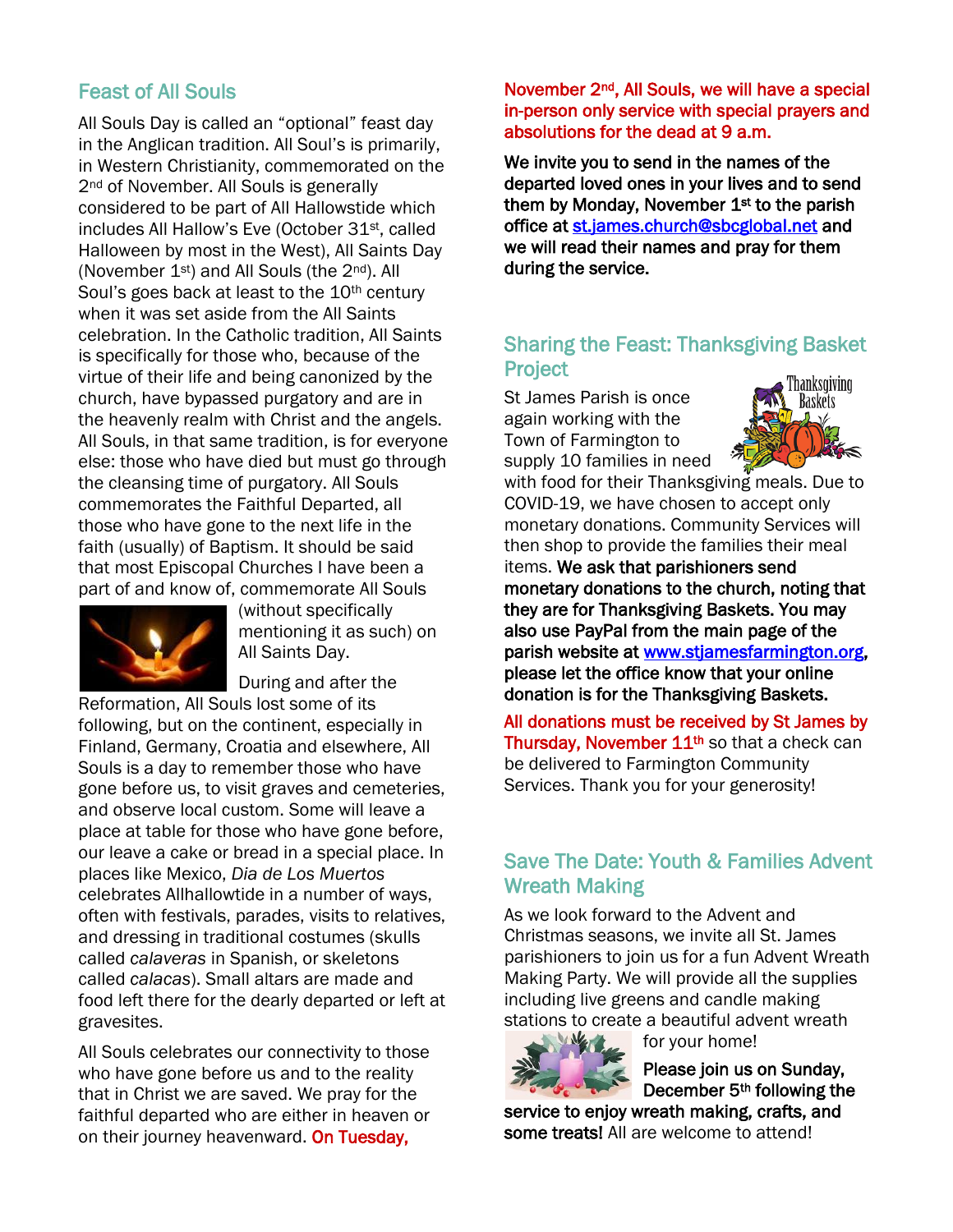## Feast of All Souls

All Souls Day is called an "optional" feast day in the Anglican tradition. All Soul's is primarily, in Western Christianity, commemorated on the 2nd of November. All Souls is generally considered to be part of All Hallowstide which includes All Hallow's Eve (October 31st, called Halloween by most in the West), All Saints Day (November 1st) and All Souls (the 2nd). All Soul's goes back at least to the 10th century when it was set aside from the All Saints celebration. In the Catholic tradition, All Saints is specifically for those who, because of the virtue of their life and being canonized by the church, have bypassed purgatory and are in the heavenly realm with Christ and the angels. All Souls, in that same tradition, is for everyone else: those who have died but must go through the cleansing time of purgatory. All Souls commemorates the Faithful Departed, all those who have gone to the next life in the faith (usually) of Baptism. It should be said that most Episcopal Churches I have been a part of and know of, commemorate All Souls (without specifically mentioning it as such) on All Saints Day.

During and after the Reformation, All Souls lost some of its following, but on the continent, especially in Finland, Germany, Croatia and elsewhere, All Souls is a day to remember those who have gone before us, to visit graves and cemeteries, and observe local custom. Some will leave a place at table for those who have gone before, our leave a cake or bread in a special place. In places like Mexico, *Dia de Los Muertos* celebrates Allhallowtide in a number of ways, often with festivals, parades, visits to relatives, and dressing in traditional costumes (skulls called *calaveras* in Spanish, or skeletons called *calacas*). Small altars are made and food left there for the dearly departed or left at gravesites.

All Souls celebrates our connectivity to those who have gone before us and to the reality that in Christ we are saved. We pray for the faithful departed who are either in heaven or on their journey heavenward. On Tuesday, November 2nd, All Souls, we will have a special in-person only service with special prayers and absolutions for the dead at 9 a.m.

**We invite you to send in the names of the departed loved ones in your lives and to send them by Monday, November 1st to the parish office at st.james.church@sbcglobal.net and we will read their names and pray for them during the service.**

## Sharing the Feast: Thanksgiving Basket Project

St James Parish is once again working with the Town of Farmington to supply 10 families in need with food for their Thanksgiving meals. Due to COVID-19, we have chosen to accept only monetary donations. Community Services will then shop to provide the families their meal items. **We ask that parishioners send monetary donations to the church, noting that they are for Thanksgiving Baskets. You may also use PayPal from the main page of the parish website at www.stjamesfarmington.org, please let the office know that your online donation is for the Thanksgiving Baskets.**

All donations must be received by St James by Thursday, November 11th so that a check can be delivered to Farmington Community Services. Thank you for your generosity!

## Save The Date: Youth & Families Advent Wreath Making

As we look forward to the Advent and Christmas seasons, we invite all St. James parishioners to join us for a fun Advent Wreath Making Party. We will provide all the supplies including live greens and candle making stations to create a beautiful advent wreath for your home!

**Please join us on Sunday, December 5th following the service to enjoy wreath making, crafts, and some treats!** All are welcome to attend!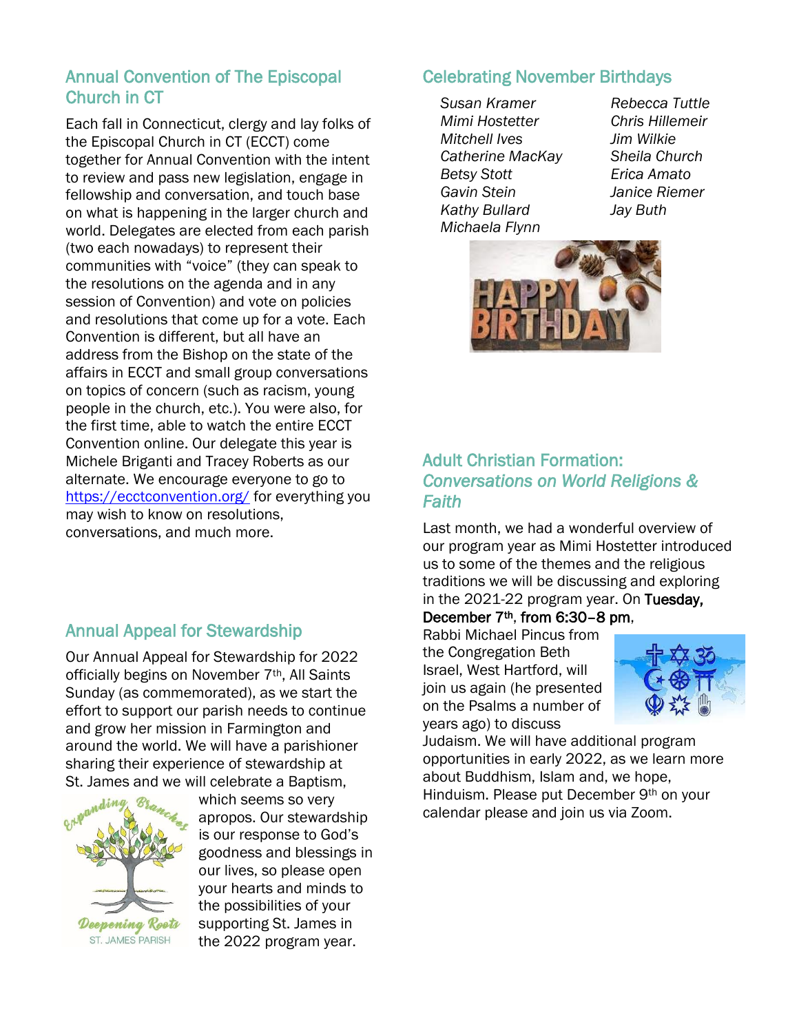## Annual Convention of The Episcopal Church in CT

Each fall in Connecticut, clergy and lay folks of the Episcopal Church in CT (ECCT) come together for Annual Convention with the intent to review and pass new legislation, engage in fellowship and conversation, and touch base on what is happening in the larger church and world. Delegates are elected from each parish (two each nowadays) to represent their communities with "voice" (they can speak to the resolutions on the agenda and in any session of Convention) and vote on policies and resolutions that come up for a vote. Each Convention is different, but all have an address from the Bishop on the state of the affairs in ECCT and small group conversations on topics of concern (such as racism, young people in the church, etc.). You were also, for the first time, able to watch the entire ECCT Convention online. Our delegate this year is Michele Briganti and Tracey Roberts as our alternate. We encourage everyone to go to https://ecctconvention.org/ for everything you may wish to know on resolutions, conversations, and much more.

## Annual Appeal for Stewardship

Our Annual Appeal for Stewardship for 2022 officially begins on November 7th, All Saints Sunday (as commemorated), as we start the effort to support our parish needs to continue and grow her mission in Farmington and around the world. We will have a parishioner sharing their experience of stewardship at St. James and we will celebrate a Baptism, which seems so very apropos. Our stewardship is our response to God's goodness and blessings in our lives, so please open your hearts and minds to the possibilities of your supporting St. James in the 2022 program year.

## Celebrating November Birthdays

*Susan Kramer*
*Mimi Hostetter*
*Mitchell Ives*
*Catherine MacKay*
*Betsy Stott*
*Gavin Stein*
*Kathy Bullard*
*Michaela Flynn*
*Rebecca Tuttle*
*Chris Hillemeir*
*Jim Wilkie*
*Sheila Church*
*Erica Amato*
*Janice Riemer*
*Jay Buth*

## Adult Christian Formation: *Conversations on World Religions & Faith*

Last month, we had a wonderful overview of our program year as Mimi Hostetter introduced us to some of the themes and the religious traditions we will be discussing and exploring in the 2021-22 program year. On **Tuesday, December 7th, from 6:30–8 pm**, Rabbi Michael Pincus from the Congregation Beth Israel, West Hartford, will join us again (he presented on the Psalms a number of years ago) to discuss Judaism. We will have additional program opportunities in early 2022, as we learn more about Buddhism, Islam and, we hope, Hinduism. Please put December 9th on your calendar please and join us via Zoom.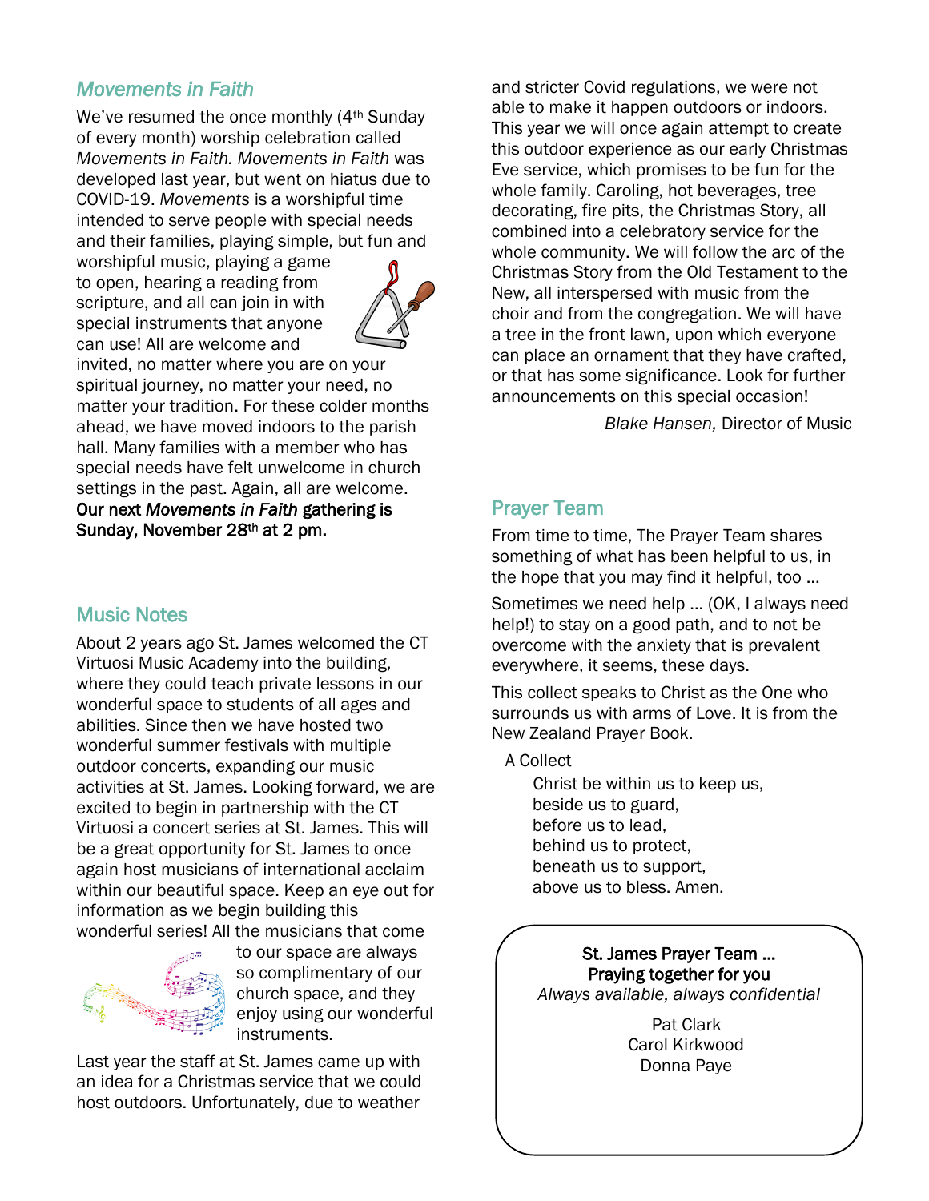## *Movements in Faith*

We've resumed the once monthly (4th Sunday of every month) worship celebration called *Movements in Faith. Movements in Faith* was developed last year, but went on hiatus due to COVID-19. *Movements* is a worshipful time intended to serve people with special needs and their families, playing simple, but fun and worshipful music, playing a game to open, hearing a reading from scripture, and all can join in with special instruments that anyone can use! All are welcome and invited, no matter where you are on your spiritual journey, no matter your need, no matter your tradition. For these colder months ahead, we have moved indoors to the parish hall. Many families with a member who has special needs have felt unwelcome in church settings in the past. Again, all are welcome. **Our next *Movements in Faith* gathering is Sunday, November 28th at 2 pm.**

## Music Notes

About 2 years ago St. James welcomed the CT Virtuosi Music Academy into the building, where they could teach private lessons in our wonderful space to students of all ages and abilities. Since then we have hosted two wonderful summer festivals with multiple outdoor concerts, expanding our music activities at St. James. Looking forward, we are excited to begin in partnership with the CT Virtuosi a concert series at St. James. This will be a great opportunity for St. James to once again host musicians of international acclaim within our beautiful space. Keep an eye out for information as we begin building this wonderful series! All the musicians that come to our space are always so complimentary of our church space, and they enjoy using our wonderful instruments.

Last year the staff at St. James came up with an idea for a Christmas service that we could host outdoors. Unfortunately, due to weather and stricter Covid regulations, we were not able to make it happen outdoors or indoors. This year we will once again attempt to create this outdoor experience as our early Christmas Eve service, which promises to be fun for the whole family. Caroling, hot beverages, tree decorating, fire pits, the Christmas Story, all combined into a celebratory service for the whole community. We will follow the arc of the Christmas Story from the Old Testament to the New, all interspersed with music from the choir and from the congregation. We will have a tree in the front lawn, upon which everyone can place an ornament that they have crafted, or that has some significance. Look for further announcements on this special occasion!

*Blake Hansen,* Director of Music

## Prayer Team

From time to time, The Prayer Team shares something of what has been helpful to us, in the hope that you may find it helpful, too …

Sometimes we need help … (OK, I always need help!) to stay on a good path, and to not be overcome with the anxiety that is prevalent everywhere, it seems, these days.

This collect speaks to Christ as the One who surrounds us with arms of Love. It is from the New Zealand Prayer Book.

A Collect

Christ be within us to keep us,
beside us to guard,
before us to lead,
behind us to protect,
beneath us to support,
above us to bless. Amen.

**St. James Prayer Team …**
**Praying together for you**
*Always available, always confidential*

Pat Clark
Carol Kirkwood
Donna Paye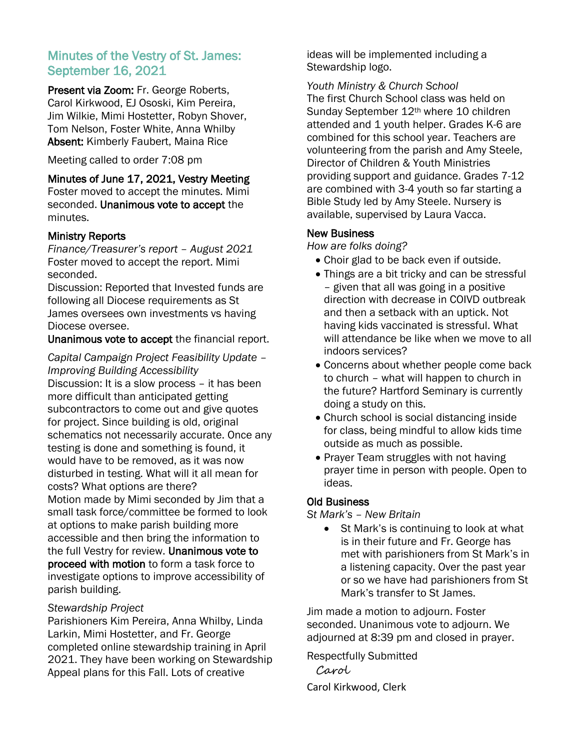## Minutes of the Vestry of St. James: September 16, 2021

**Present via Zoom:** Fr. George Roberts, Carol Kirkwood, EJ Ososki, Kim Pereira, Jim Wilkie, Mimi Hostetter, Robyn Shover, Tom Nelson, Foster White, Anna Whilby
**Absent:** Kimberly Faubert, Maina Rice

Meeting called to order 7:08 pm

### Minutes of June 17, 2021, Vestry Meeting

Foster moved to accept the minutes. Mimi seconded. **Unanimous vote to accept** the minutes.

### Ministry Reports

*Finance/Treasurer's report – August 2021*
Foster moved to accept the report. Mimi seconded.
Discussion: Reported that Invested funds are following all Diocese requirements as St James oversees own investments vs having Diocese oversee.
**Unanimous vote to accept** the financial report.

*Capital Campaign Project Feasibility Update – Improving Building Accessibility*
Discussion: It is a slow process – it has been more difficult than anticipated getting subcontractors to come out and give quotes for project. Since building is old, original schematics not necessarily accurate. Once any testing is done and something is found, it would have to be removed, as it was now disturbed in testing. What will it all mean for costs? What options are there?
Motion made by Mimi seconded by Jim that a small task force/committee be formed to look at options to make parish building more accessible and then bring the information to the full Vestry for review. **Unanimous vote to proceed with motion** to form a task force to investigate options to improve accessibility of parish building.

*Stewardship Project*
Parishioners Kim Pereira, Anna Whilby, Linda Larkin, Mimi Hostetter, and Fr. George completed online stewardship training in April 2021. They have been working on Stewardship Appeal plans for this Fall. Lots of creative ideas will be implemented including a Stewardship logo.

*Youth Ministry & Church School*
The first Church School class was held on Sunday September 12th where 10 children attended and 1 youth helper. Grades K-6 are combined for this school year. Teachers are volunteering from the parish and Amy Steele, Director of Children & Youth Ministries providing support and guidance. Grades 7-12 are combined with 3-4 youth so far starting a Bible Study led by Amy Steele. Nursery is available, supervised by Laura Vacca.

### New Business

*How are folks doing?*

- Choir glad to be back even if outside.
- Things are a bit tricky and can be stressful – given that all was going in a positive direction with decrease in COIVD outbreak and then a setback with an uptick. Not having kids vaccinated is stressful. What will attendance be like when we move to all indoors services?
- Concerns about whether people come back to church – what will happen to church in the future? Hartford Seminary is currently doing a study on this.
- Church school is social distancing inside for class, being mindful to allow kids time outside as much as possible.
- Prayer Team struggles with not having prayer time in person with people. Open to ideas.

### Old Business

*St Mark's – New Britain*

- St Mark's is continuing to look at what is in their future and Fr. George has met with parishioners from St Mark's in a listening capacity. Over the past year or so we have had parishioners from St Mark's transfer to St James.

Jim made a motion to adjourn. Foster seconded. Unanimous vote to adjourn. We adjourned at 8:39 pm and closed in prayer.

Respectfully Submitted

Carol

Carol Kirkwood, Clerk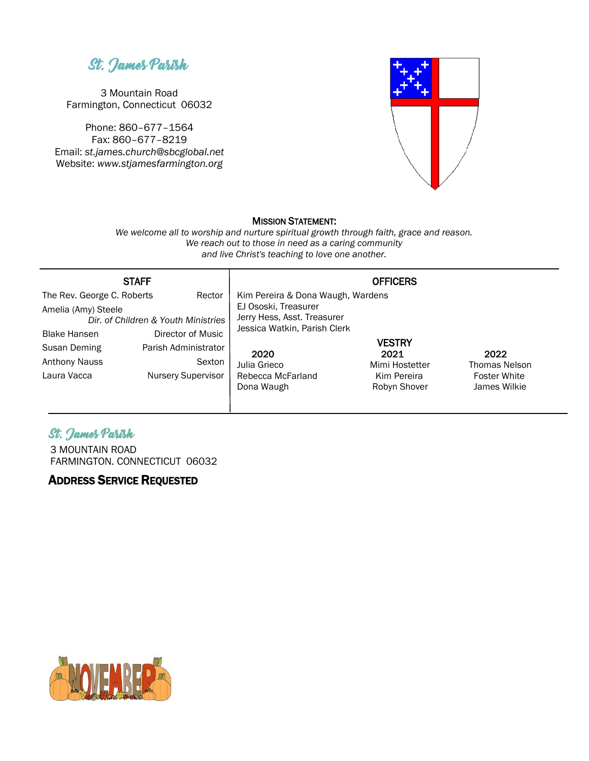# St. James Parish

3 Mountain Road
Farmington, Connecticut 06032

Phone: 860–677–1564
Fax: 860–677–8219
Email: *st.james.church@sbcglobal.net*
Website: *www.stjamesfarmington.org*

**MISSION STATEMENT:**

*We welcome all to worship and nurture spiritual growth through faith, grace and reason.*
*We reach out to those in need as a caring community*
*and live Christ's teaching to love one another.*

## STAFF

| | |
|---|---|
| The Rev. George C. Roberts | Rector |
| Amelia (Amy) Steele | *Dir. of Children & Youth Ministries* |
| Blake Hansen | Director of Music |
| Susan Deming | Parish Administrator |
| Anthony Nauss | Sexton |
| Laura Vacca | Nursery Supervisor |

## OFFICERS

Kim Pereira & Dona Waugh, Wardens
EJ Ososki, Treasurer
Jerry Hess, Asst. Treasurer
Jessica Watkin, Parish Clerk

### VESTRY

| 2020 | 2021 | 2022 |
|---|---|---|
| Julia Grieco | Mimi Hostetter | Thomas Nelson |
| Rebecca McFarland | Kim Pereira | Foster White |
| Dona Waugh | Robyn Shover | James Wilkie |

St. James Parish
3 MOUNTAIN ROAD
FARMINGTON. CONNECTICUT 06032

**ADDRESS SERVICE REQUESTED**

NOVEMBER